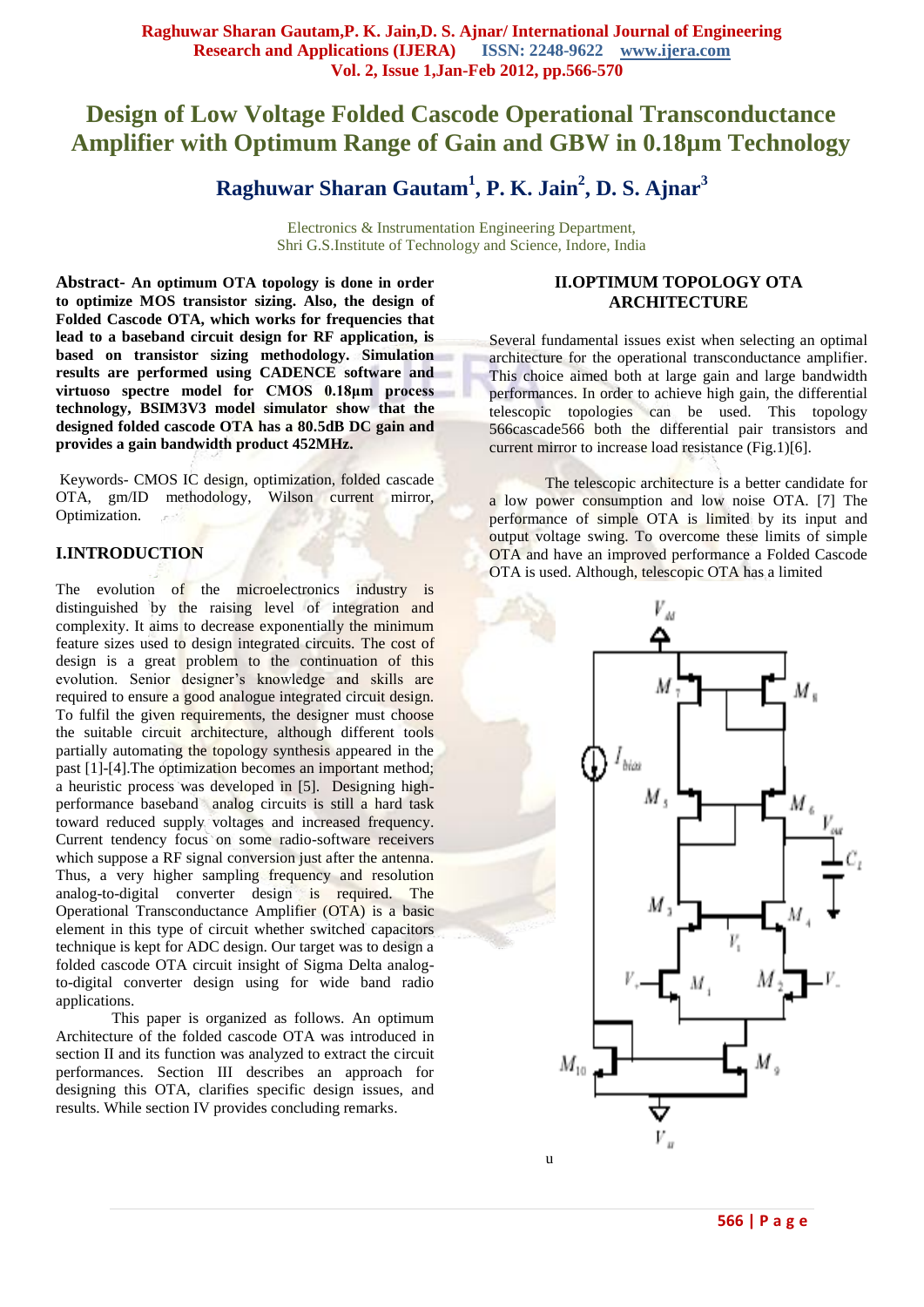# Design of Low Voltage Folded Cascode Operational Transconductance Amplifier with Optimum Range of Gain and GBW in 0.18µm Technology

## Raghuwar Sharan Gautam[1], P. K. Jain[2], D. S. Ajnar[3]

Electronics & Instrumentation Engineering Department,
Shri G.S.Institute of Technology and Science, Indore, India

**Abstract- An optimum OTA topology is done in order to optimize MOS transistor sizing. Also, the design of Folded Cascode OTA, which works for frequencies that lead to a baseband circuit design for RF application, is based on transistor sizing methodology. Simulation results are performed using CADENCE software and virtuoso spectre model for CMOS 0.18µm process technology, BSIM3V3 model simulator show that the designed folded cascode OTA has a 80.5dB DC gain and provides a gain bandwidth product 452MHz.**

Keywords- CMOS IC design, optimization, folded cascade OTA, gm/ID methodology, Wilson current mirror, Optimization.

## I.INTRODUCTION

The evolution of the microelectronics industry is distinguished by the raising level of integration and complexity. It aims to decrease exponentially the minimum feature sizes used to design integrated circuits. The cost of design is a great problem to the continuation of this evolution. Senior designer's knowledge and skills are required to ensure a good analogue integrated circuit design. To fulfil the given requirements, the designer must choose the suitable circuit architecture, although different tools partially automating the topology synthesis appeared in the past [1]-[4].The optimization becomes an important method; a heuristic process was developed in [5]. Designing high-performance baseband analog circuits is still a hard task toward reduced supply voltages and increased frequency. Current tendency focus on some radio-software receivers which suppose a RF signal conversion just after the antenna. Thus, a very higher sampling frequency and resolution analog-to-digital converter design is required. The Operational Transconductance Amplifier (OTA) is a basic element in this type of circuit whether switched capacitors technique is kept for ADC design. Our target was to design a folded cascode OTA circuit insight of Sigma Delta analog-to-digital converter design using for wide band radio applications.

This paper is organized as follows. An optimum Architecture of the folded cascode OTA was introduced in section II and its function was analyzed to extract the circuit performances. Section III describes an approach for designing this OTA, clarifies specific design issues, and results. While section IV provides concluding remarks.

## II.OPTIMUM TOPOLOGY OTA ARCHITECTURE

Several fundamental issues exist when selecting an optimal architecture for the operational transconductance amplifier. This choice aimed both at large gain and large bandwidth performances. In order to achieve high gain, the differential telescopic topologies can be used. This topology 566cascade566 both the differential pair transistors and current mirror to increase load resistance (Fig.1)[6].

The telescopic architecture is a better candidate for a low power consumption and low noise OTA. [7] The performance of simple OTA is limited by its input and output voltage swing. To overcome these limits of simple OTA and have an improved performance a Folded Cascode OTA is used. Although, telescopic OTA has a limited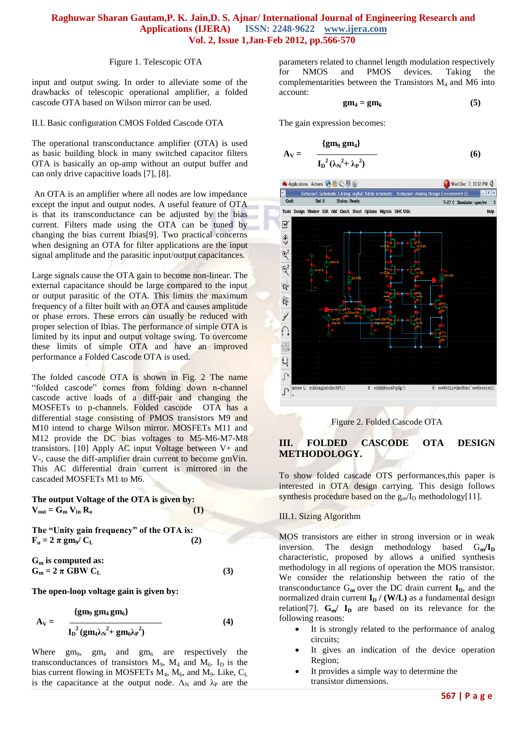Figure 1. Telescopic OTA

input and output swing. In order to alleviate some of the drawbacks of telescopic operational amplifier, a folded cascode OTA based on Wilson mirror can be used.

II.I. Basic configuration CMOS Folded Cascode OTA

The operational transconductance amplifier (OTA) is used as basic building block in many switched capacitor filters OTA is basically an op-amp without an output buffer and can only drive capacitive loads [7], [8].

An OTA is an amplifier where all nodes are low impedance except the input and output nodes. A useful feature of OTA is that its transconductance can be adjusted by the bias current. Filters made using the OTA can be tuned by changing the bias current Ibias[9]. Two practical concerns when designing an OTA for filter applications are the input signal amplitude and the parasitic input/output capacitances.

Large signals cause the OTA gain to become non-linear. The external capacitance should be large compared to the input or output parasitic of the OTA. This limits the maximum frequency of a filter built with an OTA and causes amplitude or phase errors. These errors can usually be reduced with proper selection of Ibias. The performance of simple OTA is limited by its input and output voltage swing. To overcome these limits of simple OTA and have an improved performance a Folded Cascode OTA is used.

The folded cascode OTA is shown in Fig. 2 The name "folded cascode" comes from folding down n-channel cascode active loads of a diff-pair and changing the MOSFETs to p-channels. Folded cascode OTA has a differential stage consisting of PMOS transistors M9 and M10 intend to charge Wilson mirror. MOSFETs M11 and M12 provide the DC bias voltages to M5-M6-M7-M8 transistors. [10] Apply AC input Voltage between V+ and V-, cause the diff-amplifier drain current to become gmVin. This AC differential drain current is mirrored in the cascaded MOSFETs M1 to M6.

**The output Voltage of the OTA is given by:**

$$V_{out} = G_m V_{in} R_o \quad (1)$$

**The "Unity gain frequency" of the OTA is:**

$$F_u = 2\pi gm_9 / C_L \quad (2)$$

**$G_m$ is computed as:**

$$G_m = 2\pi \, GBW \, C_L \quad (3)$$

**The open-loop voltage gain is given by:**

$$A_V = \frac{\{gm_9 \, gm_4 \, gm_6\}}{I_D^2 \, (gm_4 \lambda_N^2 + gm_6 \lambda_P^2)} \quad (4)$$

Where $gm_9$, $gm_4$ and $gm_6$ are respectively the transconductances of transistors $M_9$, $M_4$ and $M_6$. $I_D$ is the bias current flowing in MOSFETs $M_4$, $M_6$, and $M_9$. Like, $C_L$ is the capacitance at the output node. $\Lambda_N$ and $\lambda_P$ are the parameters related to channel length modulation respectively for NMOS and PMOS devices. Taking the complementarities between the Transistors $M_4$ and M6 into account:

$$gm_4 = gm_6 \quad (5)$$

The gain expression becomes:

$$A_V = \frac{\{gm_9 \, gm_4\}}{I_D^2 \, (\lambda_N^2 + \lambda_P^2)} \quad (6)$$

Figure 2. Folded Cascode OTA

## III. FOLDED CASCODE OTA DESIGN METHODOLOGY.

To show folded cascade OTS performances,this paper is interested in OTA design carrying. This design follows synthesis procedure based on the $g_m/I_D$ methodology[11].

III.1. Sizing Algorithm

MOS transistors are either in strong inversion or in weak inversion. The design methodology based $G_m/I_D$ characteristic, proposed by allows a unified synthesis methodology in all regions of operation the MOS transistor. We consider the relationship between the ratio of the transconductance $G_m$ over the DC drain current $I_D$, and the normalized drain current $I_D / (W/L)$ as a fundamental design relation[7]. $G_m/I_D$ are based on its relevance for the following reasons:

- It is strongly related to the performance of analog circuits;
- It gives an indication of the device operation Region;
- It provides a simple way to determine the transistor dimensions.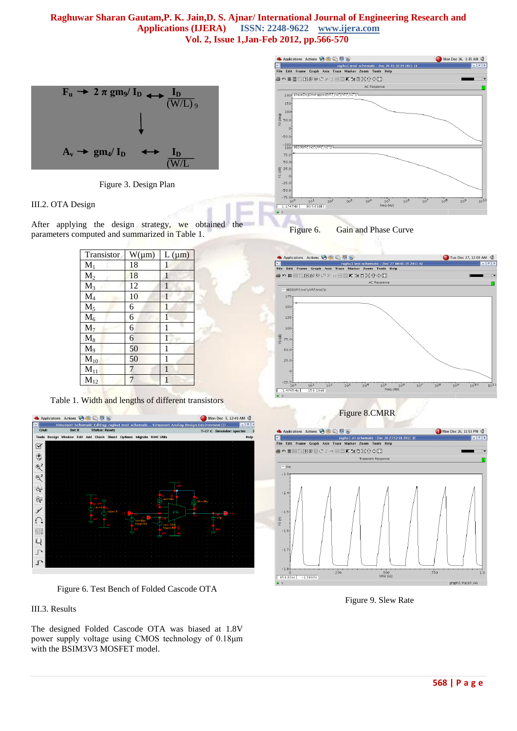Figure 3. Design Plan

### III.2. OTA Design

After applying the design strategy, we obtained the parameters computed and summarized in Table 1.

| Transistor | W(μm) | L (μm) |
|---|---|---|
| $M_1$ | 18 | 1 |
| $M_2$ | 18 | 1 |
| $M_3$ | 12 | 1 |
| $M_4$ | 10 | 1 |
| $M_5$ | 6 | 1 |
| $M_6$ | 6 | 1 |
| $M_7$ | 6 | 1 |
| $M_8$ | 6 | 1 |
| $M_9$ | 50 | 1 |
| $M_{10}$ | 50 | 1 |
| $M_{11}$ | 7 | 1 |
| $M_{12}$ | 7 | 1 |

Table 1. Width and lengths of different transistors

Figure 6. Test Bench of Folded Cascode OTA

### III.3. Results

The designed Folded Cascode OTA was biased at 1.8V power supply voltage using CMOS technology of 0.18μm with the BSIM3V3 MOSFET model.

Figure 6. Gain and Phase Curve

Figure 8.CMRR

Figure 9. Slew Rate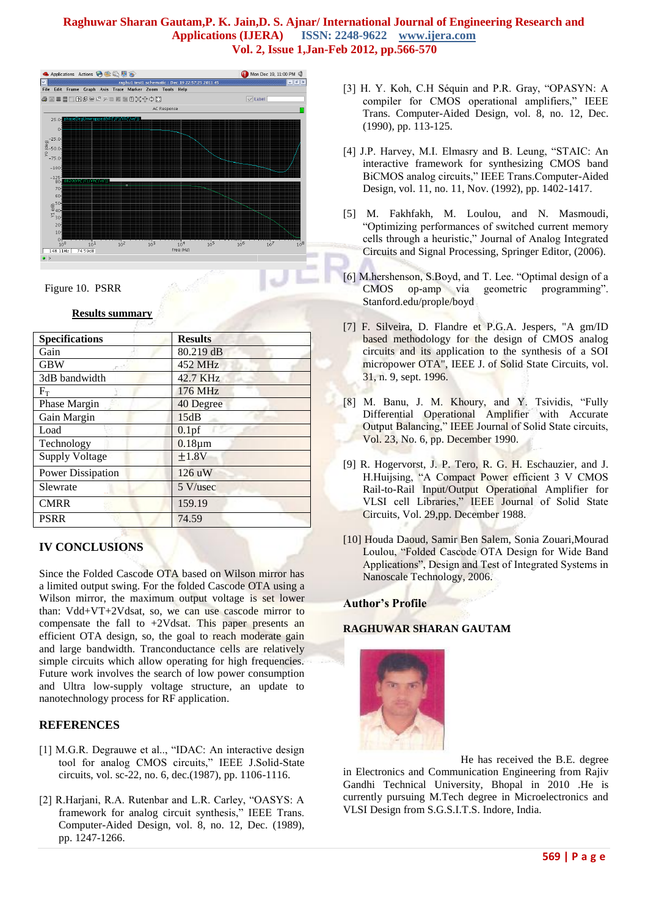Figure 10. PSRR

**Results summary**

| Specifications | Results |
|---|---|
| Gain | 80.219 dB |
| GBW | 452 MHz |
| 3dB bandwidth | 42.7 KHz |
| $F_T$ | 176 MHz |
| Phase Margin | 40 Degree |
| Gain Margin | 15dB |
| Load | 0.1pf |
| Technology | 0.18µm |
| Supply Voltage | ±1.8V |
| Power Dissipation | 126 uW |
| Slewrate | 5 V/usec |
| CMRR | 159.19 |
| PSRR | 74.59 |

## IV CONCLUSIONS

Since the Folded Cascode OTA based on Wilson mirror has a limited output swing. For the folded Cascode OTA using a Wilson mirror, the maximum output voltage is set lower than: Vdd+VT+2Vdsat, so, we can use cascode mirror to compensate the fall to +2Vdsat. This paper presents an efficient OTA design, so, the goal to reach moderate gain and large bandwidth. Tranconductance cells are relatively simple circuits which allow operating for high frequencies. Future work involves the search of low power consumption and Ultra low-supply voltage structure, an update to nanotechnology process for RF application.

## REFERENCES

[1] M.G.R. Degrauwe et al.., "IDAC: An interactive design tool for analog CMOS circuits," IEEE J.Solid-State circuits, vol. sc-22, no. 6, dec.(1987), pp. 1106-1116.

[2] R.Harjani, R.A. Rutenbar and L.R. Carley, "OASYS: A framework for analog circuit synthesis," IEEE Trans. Computer-Aided Design, vol. 8, no. 12, Dec. (1989), pp. 1247-1266.

[3] H. Y. Koh, C.H Séquin and P.R. Gray, "OPASYN: A compiler for CMOS operational amplifiers," IEEE Trans. Computer-Aided Design, vol. 8, no. 12, Dec. (1990), pp. 113-125.

[4] J.P. Harvey, M.I. Elmasry and B. Leung, "STAIC: An interactive framework for synthesizing CMOS band BiCMOS analog circuits," IEEE Trans.Computer-Aided Design, vol. 11, no. 11, Nov. (1992), pp. 1402-1417.

[5] M. Fakhfakh, M. Loulou, and N. Masmoudi, "Optimizing performances of switched current memory cells through a heuristic," Journal of Analog Integrated Circuits and Signal Processing, Springer Editor, (2006).

[6] M.hershenson, S.Boyd, and T. Lee. "Optimal design of a CMOS op-amp via geometric programming". Stanford.edu/prople/boyd

[7] F. Silveira, D. Flandre et P.G.A. Jespers, "A gm/ID based methodology for the design of CMOS analog circuits and its application to the synthesis of a SOI micropower OTA", IEEE J. of Solid State Circuits, vol. 31, n. 9, sept. 1996.

[8] M. Banu, J. M. Khoury, and Y. Tsividis, "Fully Differential Operational Amplifier with Accurate Output Balancing," IEEE Journal of Solid State circuits, Vol. 23, No. 6, pp. December 1990.

[9] R. Hogervorst, J. P. Tero, R. G. H. Eschauzier, and J. H.Huijsing, "A Compact Power efficient 3 V CMOS Rail-to-Rail Input/Output Operational Amplifier for VLSI cell Libraries," IEEE Journal of Solid State Circuits, Vol. 29,pp. December 1988.

[10] Houda Daoud, Samir Ben Salem, Sonia Zouari,Mourad Loulou, "Folded Cascode OTA Design for Wide Band Applications", Design and Test of Integrated Systems in Nanoscale Technology, 2006.

### Author's Profile

**RAGHUWAR SHARAN GAUTAM**

He has received the B.E. degree in Electronics and Communication Engineering from Rajiv Gandhi Technical University, Bhopal in 2010 .He is currently pursuing M.Tech degree in Microelectronics and VLSI Design from S.G.S.I.T.S. Indore, India.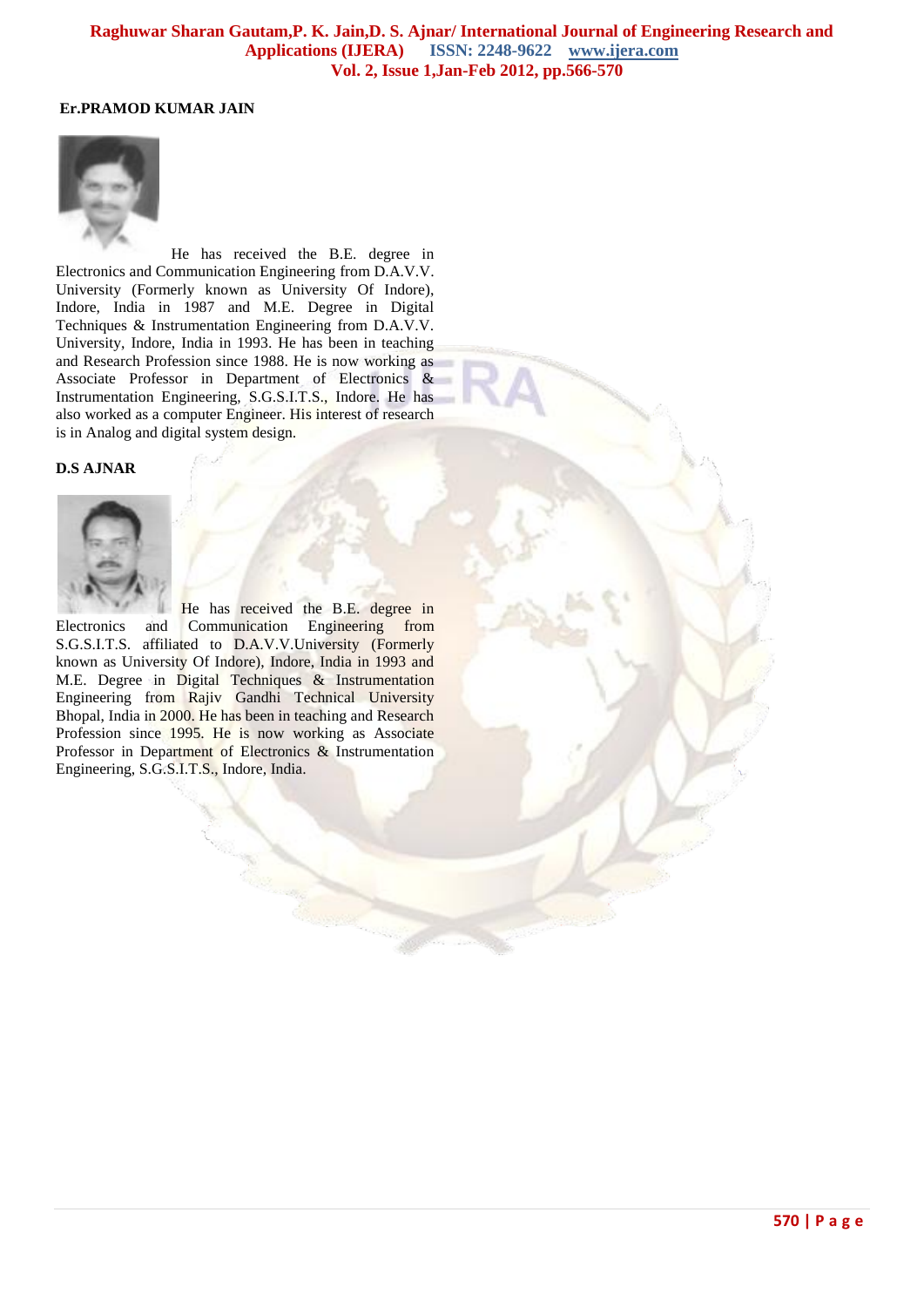**Er.PRAMOD KUMAR JAIN**

He has received the B.E. degree in Electronics and Communication Engineering from D.A.V.V. University (Formerly known as University Of Indore), Indore, India in 1987 and M.E. Degree in Digital Techniques & Instrumentation Engineering from D.A.V.V. University, Indore, India in 1993. He has been in teaching and Research Profession since 1988. He is now working as Associate Professor in Department of Electronics & Instrumentation Engineering, S.G.S.I.T.S., Indore. He has also worked as a computer Engineer. His interest of research is in Analog and digital system design.

**D.S AJNAR**

He has received the B.E. degree in Electronics and Communication Engineering from S.G.S.I.T.S. affiliated to D.A.V.V.University (Formerly known as University Of Indore), Indore, India in 1993 and M.E. Degree in Digital Techniques & Instrumentation Engineering from Rajiv Gandhi Technical University Bhopal, India in 2000. He has been in teaching and Research Profession since 1995. He is now working as Associate Professor in Department of Electronics & Instrumentation Engineering, S.G.S.I.T.S., Indore, India.